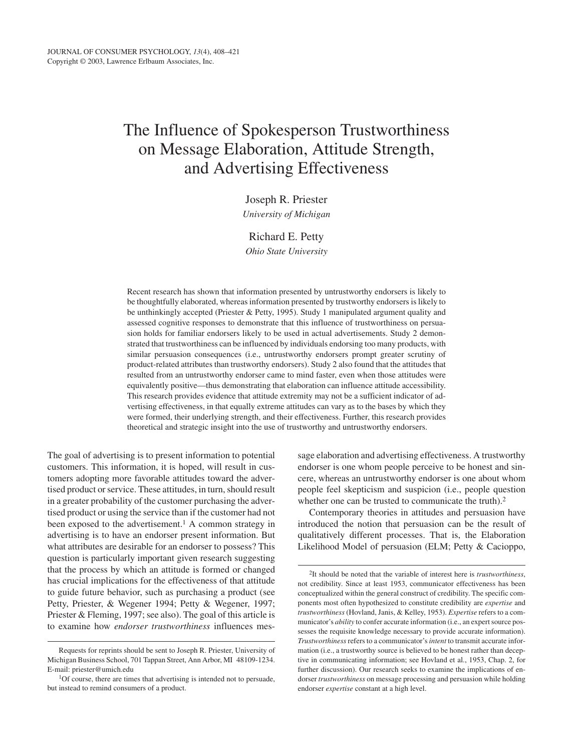# The Influence of Spokesperson Trustworthiness on Message Elaboration, Attitude Strength, and Advertising Effectiveness

Joseph R. Priester
*University of Michigan*

Richard E. Petty
*Ohio State University*

Recent research has shown that information presented by untrustworthy endorsers is likely to be thoughtfully elaborated, whereas information presented by trustworthy endorsers is likely to be unthinkingly accepted (Priester & Petty, 1995). Study 1 manipulated argument quality and assessed cognitive responses to demonstrate that this influence of trustworthiness on persuasion holds for familiar endorsers likely to be used in actual advertisements. Study 2 demonstrated that trustworthiness can be influenced by individuals endorsing too many products, with similar persuasion consequences (i.e., untrustworthy endorsers prompt greater scrutiny of product-related attributes than trustworthy endorsers). Study 2 also found that the attitudes that resulted from an untrustworthy endorser came to mind faster, even when those attitudes were equivalently positive—thus demonstrating that elaboration can influence attitude accessibility. This research provides evidence that attitude extremity may not be a sufficient indicator of advertising effectiveness, in that equally extreme attitudes can vary as to the bases by which they were formed, their underlying strength, and their effectiveness. Further, this research provides theoretical and strategic insight into the use of trustworthy and untrustworthy endorsers.

The goal of advertising is to present information to potential customers. This information, it is hoped, will result in customers adopting more favorable attitudes toward the advertised product or service. These attitudes, in turn, should result in a greater probability of the customer purchasing the advertised product or using the service than if the customer had not been exposed to the advertisement.[1] A common strategy in advertising is to have an endorser present information. But what attributes are desirable for an endorser to possess? This question is particularly important given research suggesting that the process by which an attitude is formed or changed has crucial implications for the effectiveness of that attitude to guide future behavior, such as purchasing a product (see Petty, Priester, & Wegener 1994; Petty & Wegener, 1997; Priester & Fleming, 1997; see also). The goal of this article is to examine how *endorser trustworthiness* influences message elaboration and advertising effectiveness. A trustworthy endorser is one whom people perceive to be honest and sincere, whereas an untrustworthy endorser is one about whom people feel skepticism and suspicion (i.e., people question whether one can be trusted to communicate the truth).[2]

Contemporary theories in attitudes and persuasion have introduced the notion that persuasion can be the result of qualitatively different processes. That is, the Elaboration Likelihood Model of persuasion (ELM; Petty & Cacioppo,

---

Requests for reprints should be sent to Joseph R. Priester, University of Michigan Business School, 701 Tappan Street, Ann Arbor, MI 48109-1234. E-mail: priester@umich.edu

[1]Of course, there are times that advertising is intended not to persuade, but instead to remind consumers of a product.

[2]It should be noted that the variable of interest here is *trustworthiness*, not credibility. Since at least 1953, communicator effectiveness has been conceptualized within the general construct of credibility. The specific components most often hypothesized to constitute credibility are *expertise* and *trustworthiness* (Hovland, Janis, & Kelley, 1953). *Expertise* refers to a communicator's *ability* to confer accurate information (i.e., an expert source possesses the requisite knowledge necessary to provide accurate information). *Trustworthiness* refers to a communicator's *intent* to transmit accurate information (i.e., a trustworthy source is believed to be honest rather than deceptive in communicating information; see Hovland et al., 1953, Chap. 2, for further discussion). Our research seeks to examine the implications of endorser *trustworthiness* on message processing and persuasion while holding endorser *expertise* constant at a high level.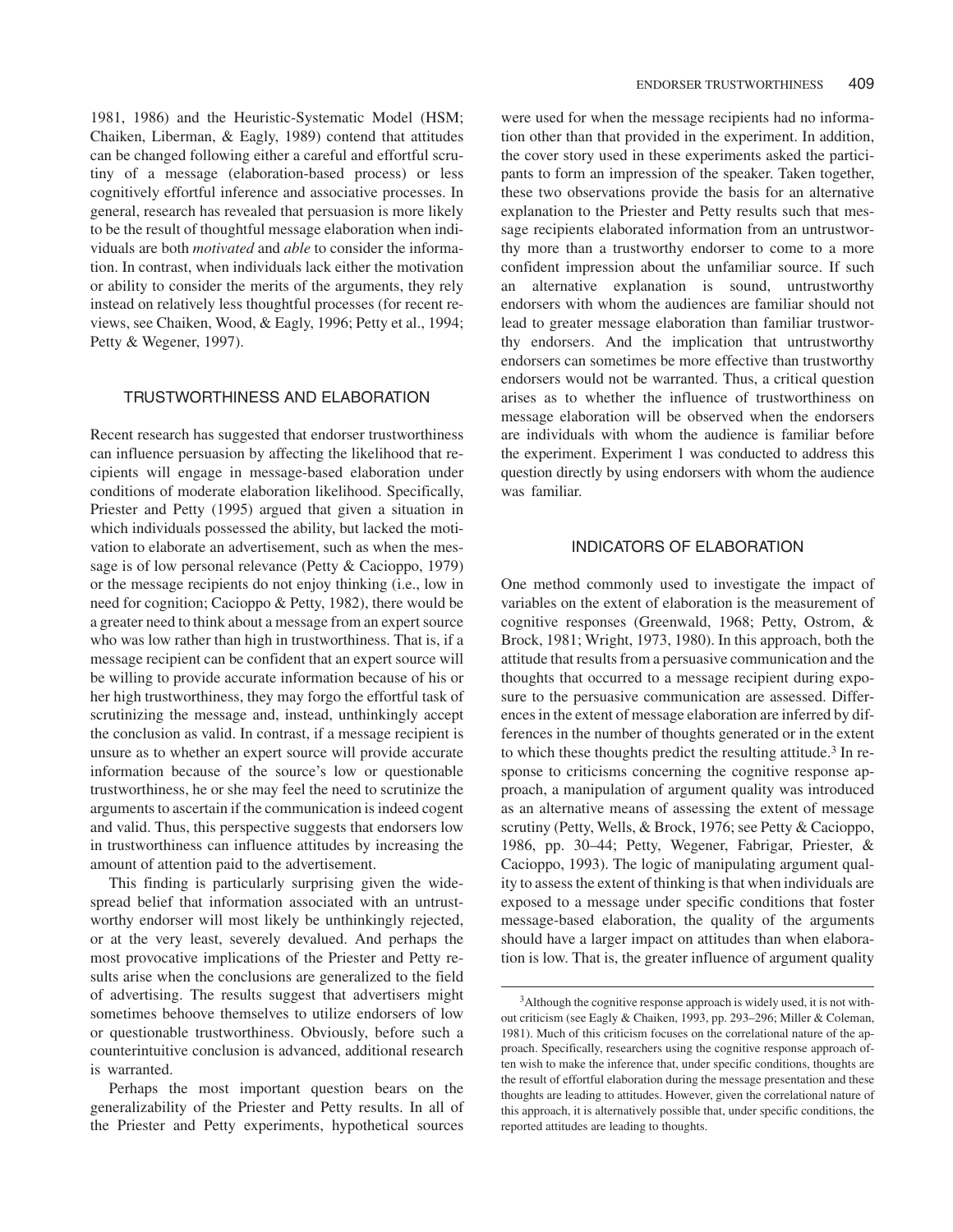1981, 1986) and the Heuristic-Systematic Model (HSM; Chaiken, Liberman, & Eagly, 1989) contend that attitudes can be changed following either a careful and effortful scrutiny of a message (elaboration-based process) or less cognitively effortful inference and associative processes. In general, research has revealed that persuasion is more likely to be the result of thoughtful message elaboration when individuals are both *motivated* and *able* to consider the information. In contrast, when individuals lack either the motivation or ability to consider the merits of the arguments, they rely instead on relatively less thoughtful processes (for recent reviews, see Chaiken, Wood, & Eagly, 1996; Petty et al., 1994; Petty & Wegener, 1997).

## TRUSTWORTHINESS AND ELABORATION

Recent research has suggested that endorser trustworthiness can influence persuasion by affecting the likelihood that recipients will engage in message-based elaboration under conditions of moderate elaboration likelihood. Specifically, Priester and Petty (1995) argued that given a situation in which individuals possessed the ability, but lacked the motivation to elaborate an advertisement, such as when the message is of low personal relevance (Petty & Cacioppo, 1979) or the message recipients do not enjoy thinking (i.e., low in need for cognition; Cacioppo & Petty, 1982), there would be a greater need to think about a message from an expert source who was low rather than high in trustworthiness. That is, if a message recipient can be confident that an expert source will be willing to provide accurate information because of his or her high trustworthiness, they may forgo the effortful task of scrutinizing the message and, instead, unthinkingly accept the conclusion as valid. In contrast, if a message recipient is unsure as to whether an expert source will provide accurate information because of the source's low or questionable trustworthiness, he or she may feel the need to scrutinize the arguments to ascertain if the communication is indeed cogent and valid. Thus, this perspective suggests that endorsers low in trustworthiness can influence attitudes by increasing the amount of attention paid to the advertisement.

This finding is particularly surprising given the widespread belief that information associated with an untrustworthy endorser will most likely be unthinkingly rejected, or at the very least, severely devalued. And perhaps the most provocative implications of the Priester and Petty results arise when the conclusions are generalized to the field of advertising. The results suggest that advertisers might sometimes behoove themselves to utilize endorsers of low or questionable trustworthiness. Obviously, before such a counterintuitive conclusion is advanced, additional research is warranted.

Perhaps the most important question bears on the generalizability of the Priester and Petty results. In all of the Priester and Petty experiments, hypothetical sources were used for when the message recipients had no information other than that provided in the experiment. In addition, the cover story used in these experiments asked the participants to form an impression of the speaker. Taken together, these two observations provide the basis for an alternative explanation to the Priester and Petty results such that message recipients elaborated information from an untrustworthy more than a trustworthy endorser to come to a more confident impression about the unfamiliar source. If such an alternative explanation is sound, untrustworthy endorsers with whom the audiences are familiar should not lead to greater message elaboration than familiar trustworthy endorsers. And the implication that untrustworthy endorsers can sometimes be more effective than trustworthy endorsers would not be warranted. Thus, a critical question arises as to whether the influence of trustworthiness on message elaboration will be observed when the endorsers are individuals with whom the audience is familiar before the experiment. Experiment 1 was conducted to address this question directly by using endorsers with whom the audience was familiar.

## INDICATORS OF ELABORATION

One method commonly used to investigate the impact of variables on the extent of elaboration is the measurement of cognitive responses (Greenwald, 1968; Petty, Ostrom, & Brock, 1981; Wright, 1973, 1980). In this approach, both the attitude that results from a persuasive communication and the thoughts that occurred to a message recipient during exposure to the persuasive communication are assessed. Differences in the extent of message elaboration are inferred by differences in the number of thoughts generated or in the extent to which these thoughts predict the resulting attitude.[3] In response to criticisms concerning the cognitive response approach, a manipulation of argument quality was introduced as an alternative means of assessing the extent of message scrutiny (Petty, Wells, & Brock, 1976; see Petty & Cacioppo, 1986, pp. 30–44; Petty, Wegener, Fabrigar, Priester, & Cacioppo, 1993). The logic of manipulating argument quality to assess the extent of thinking is that when individuals are exposed to a message under specific conditions that foster message-based elaboration, the quality of the arguments should have a larger impact on attitudes than when elaboration is low. That is, the greater influence of argument quality

[3]Although the cognitive response approach is widely used, it is not without criticism (see Eagly & Chaiken, 1993, pp. 293–296; Miller & Coleman, 1981). Much of this criticism focuses on the correlational nature of the approach. Specifically, researchers using the cognitive response approach often wish to make the inference that, under specific conditions, thoughts are the result of effortful elaboration during the message presentation and these thoughts are leading to attitudes. However, given the correlational nature of this approach, it is alternatively possible that, under specific conditions, the reported attitudes are leading to thoughts.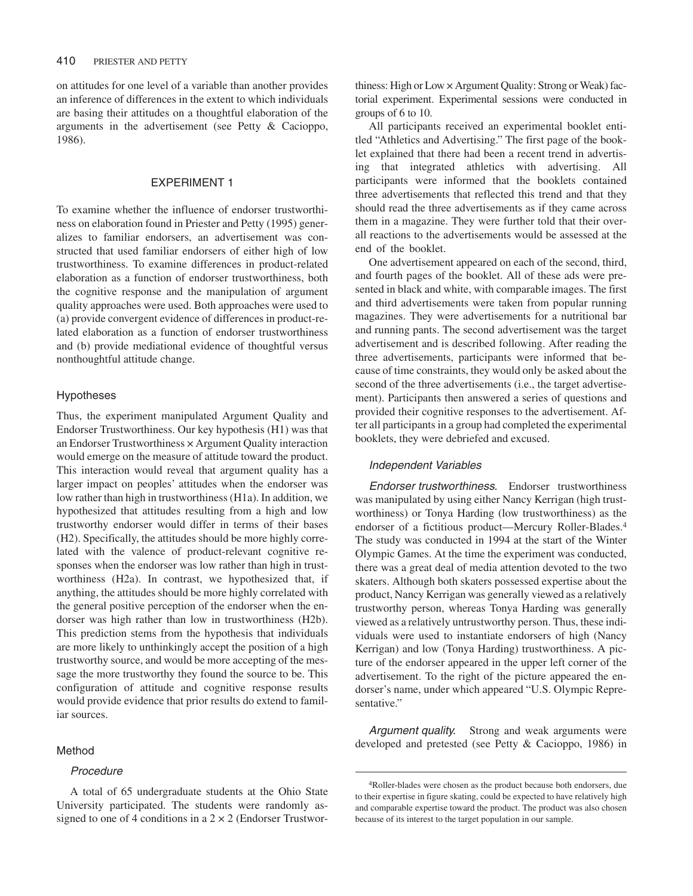on attitudes for one level of a variable than another provides an inference of differences in the extent to which individuals are basing their attitudes on a thoughtful elaboration of the arguments in the advertisement (see Petty & Cacioppo, 1986).

## EXPERIMENT 1

To examine whether the influence of endorser trustworthiness on elaboration found in Priester and Petty (1995) generalizes to familiar endorsers, an advertisement was constructed that used familiar endorsers of either high of low trustworthiness. To examine differences in product-related elaboration as a function of endorser trustworthiness, both the cognitive response and the manipulation of argument quality approaches were used. Both approaches were used to (a) provide convergent evidence of differences in product-related elaboration as a function of endorser trustworthiness and (b) provide mediational evidence of thoughtful versus nonthoughtful attitude change.

### Hypotheses

Thus, the experiment manipulated Argument Quality and Endorser Trustworthiness. Our key hypothesis (H1) was that an Endorser Trustworthiness × Argument Quality interaction would emerge on the measure of attitude toward the product. This interaction would reveal that argument quality has a larger impact on peoples' attitudes when the endorser was low rather than high in trustworthiness (H1a). In addition, we hypothesized that attitudes resulting from a high and low trustworthy endorser would differ in terms of their bases (H2). Specifically, the attitudes should be more highly correlated with the valence of product-relevant cognitive responses when the endorser was low rather than high in trustworthiness (H2a). In contrast, we hypothesized that, if anything, the attitudes should be more highly correlated with the general positive perception of the endorser when the endorser was high rather than low in trustworthiness (H2b). This prediction stems from the hypothesis that individuals are more likely to unthinkingly accept the position of a high trustworthy source, and would be more accepting of the message the more trustworthy they found the source to be. This configuration of attitude and cognitive response results would provide evidence that prior results do extend to familiar sources.

### Method

#### *Procedure*

A total of 65 undergraduate students at the Ohio State University participated. The students were randomly assigned to one of 4 conditions in a 2 × 2 (Endorser Trustworthiness: High or Low × Argument Quality: Strong or Weak) factorial experiment. Experimental sessions were conducted in groups of 6 to 10.

All participants received an experimental booklet entitled "Athletics and Advertising." The first page of the booklet explained that there had been a recent trend in advertising that integrated athletics with advertising. All participants were informed that the booklets contained three advertisements that reflected this trend and that they should read the three advertisements as if they came across them in a magazine. They were further told that their overall reactions to the advertisements would be assessed at the end of the booklet.

One advertisement appeared on each of the second, third, and fourth pages of the booklet. All of these ads were presented in black and white, with comparable images. The first and third advertisements were taken from popular running magazines. They were advertisements for a nutritional bar and running pants. The second advertisement was the target advertisement and is described following. After reading the three advertisements, participants were informed that because of time constraints, they would only be asked about the second of the three advertisements (i.e., the target advertisement). Participants then answered a series of questions and provided their cognitive responses to the advertisement. After all participants in a group had completed the experimental booklets, they were debriefed and excused.

#### *Independent Variables*

*Endorser trustworthiness.* Endorser trustworthiness was manipulated by using either Nancy Kerrigan (high trustworthiness) or Tonya Harding (low trustworthiness) as the endorser of a fictitious product—Mercury Roller-Blades.[4] The study was conducted in 1994 at the start of the Winter Olympic Games. At the time the experiment was conducted, there was a great deal of media attention devoted to the two skaters. Although both skaters possessed expertise about the product, Nancy Kerrigan was generally viewed as a relatively trustworthy person, whereas Tonya Harding was generally viewed as a relatively untrustworthy person. Thus, these individuals were used to instantiate endorsers of high (Nancy Kerrigan) and low (Tonya Harding) trustworthiness. A picture of the endorser appeared in the upper left corner of the advertisement. To the right of the picture appeared the endorser's name, under which appeared "U.S. Olympic Representative."

*Argument quality.* Strong and weak arguments were developed and pretested (see Petty & Cacioppo, 1986) in

[4]Roller-blades were chosen as the product because both endorsers, due to their expertise in figure skating, could be expected to have relatively high and comparable expertise toward the product. The product was also chosen because of its interest to the target population in our sample.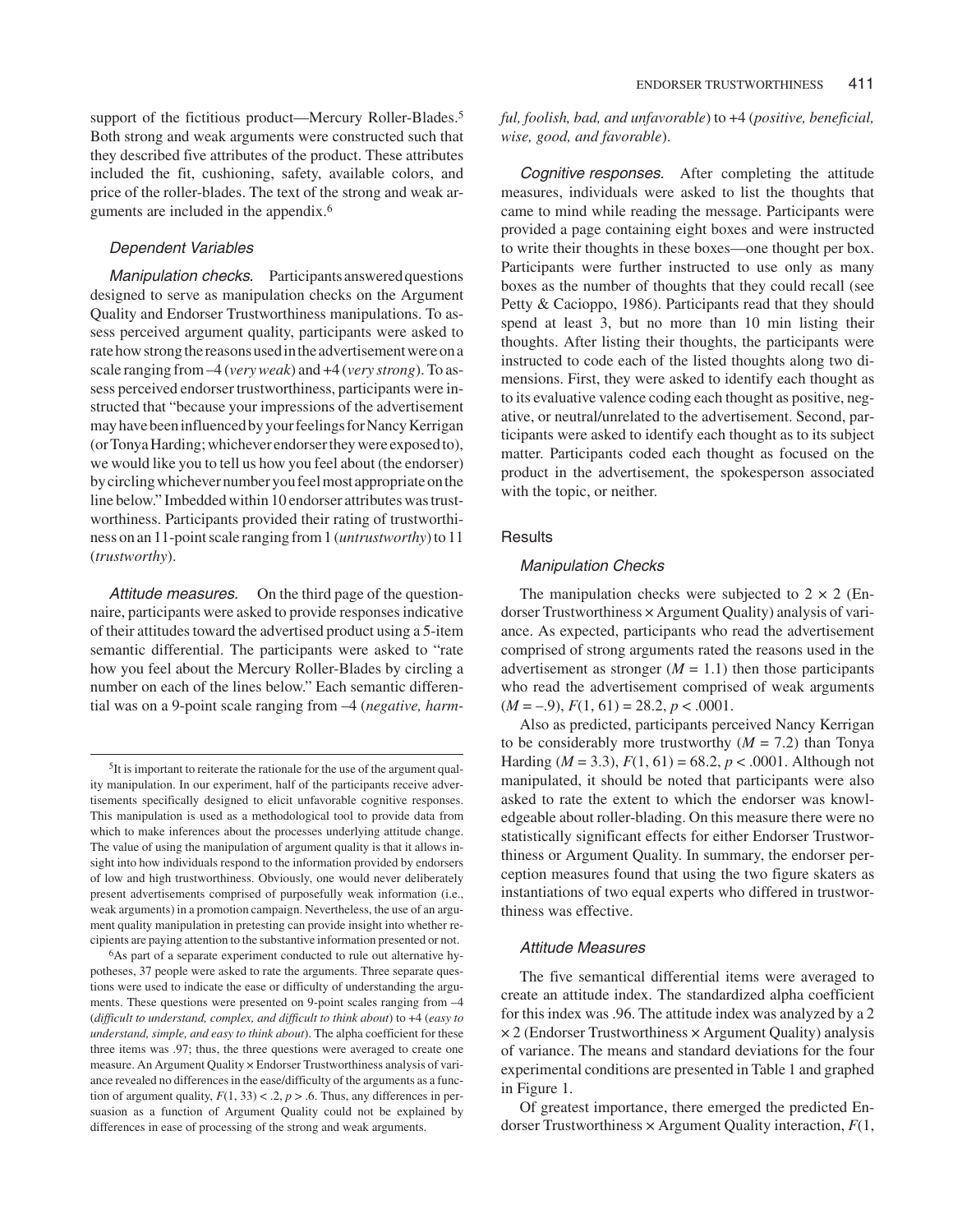support of the fictitious product—Mercury Roller-Blades.[5] Both strong and weak arguments were constructed such that they described five attributes of the product. These attributes included the fit, cushioning, safety, available colors, and price of the roller-blades. The text of the strong and weak arguments are included in the appendix.[6]

### Dependent Variables

*Manipulation checks.* Participants answered questions designed to serve as manipulation checks on the Argument Quality and Endorser Trustworthiness manipulations. To assess perceived argument quality, participants were asked to rate how strong the reasons used in the advertisement were on a scale ranging from –4 (*very weak*) and +4 (*very strong*). To assess perceived endorser trustworthiness, participants were instructed that "because your impressions of the advertisement may have been influenced by your feelings for Nancy Kerrigan (or Tonya Harding; whichever endorser they were exposed to), we would like you to tell us how you feel about (the endorser) by circling whichever number you feel most appropriate on the line below." Imbedded within 10 endorser attributes was trustworthiness. Participants provided their rating of trustworthiness on an 11-point scale ranging from 1 (*untrustworthy*) to 11 (*trustworthy*).

*Attitude measures.* On the third page of the questionnaire, participants were asked to provide responses indicative of their attitudes toward the advertised product using a 5-item semantic differential. The participants were asked to "rate how you feel about the Mercury Roller-Blades by circling a number on each of the lines below." Each semantic differential was on a 9-point scale ranging from –4 (*negative, harmful, foolish, bad, and unfavorable*) to +4 (*positive, beneficial, wise, good, and favorable*).

*Cognitive responses.* After completing the attitude measures, individuals were asked to list the thoughts that came to mind while reading the message. Participants were provided a page containing eight boxes and were instructed to write their thoughts in these boxes—one thought per box. Participants were further instructed to use only as many boxes as the number of thoughts that they could recall (see Petty & Cacioppo, 1986). Participants read that they should spend at least 3, but no more than 10 min listing their thoughts. After listing their thoughts, the participants were instructed to code each of the listed thoughts along two dimensions. First, they were asked to identify each thought as to its evaluative valence coding each thought as positive, negative, or neutral/unrelated to the advertisement. Second, participants were asked to identify each thought as to its subject matter. Participants coded each thought as focused on the product in the advertisement, the spokesperson associated with the topic, or neither.

## Results

### Manipulation Checks

The manipulation checks were subjected to $2 \times 2$ (Endorser Trustworthiness × Argument Quality) analysis of variance. As expected, participants who read the advertisement comprised of strong arguments rated the reasons used in the advertisement as stronger ($M = 1.1$) then those participants who read the advertisement comprised of weak arguments ($M = -.9$), $F(1, 61) = 28.2$, $p < .0001$.

Also as predicted, participants perceived Nancy Kerrigan to be considerably more trustworthy ($M = 7.2$) than Tonya Harding ($M = 3.3$), $F(1, 61) = 68.2$, $p < .0001$. Although not manipulated, it should be noted that participants were also asked to rate the extent to which the endorser was knowledgeable about roller-blading. On this measure there were no statistically significant effects for either Endorser Trustworthiness or Argument Quality. In summary, the endorser perception measures found that using the two figure skaters as instantiations of two equal experts who differed in trustworthiness was effective.

### Attitude Measures

The five semantical differential items were averaged to create an attitude index. The standardized alpha coefficient for this index was .96. The attitude index was analyzed by a $2 \times 2$ (Endorser Trustworthiness × Argument Quality) analysis of variance. The means and standard deviations for the four experimental conditions are presented in Table 1 and graphed in Figure 1.

Of greatest importance, there emerged the predicted Endorser Trustworthiness × Argument Quality interaction, $F$(1,

---

[5]It is important to reiterate the rationale for the use of the argument quality manipulation. In our experiment, half of the participants receive advertisements specifically designed to elicit unfavorable cognitive responses. This manipulation is used as a methodological tool to provide data from which to make inferences about the processes underlying attitude change. The value of using the manipulation of argument quality is that it allows insight into how individuals respond to the information provided by endorsers of low and high trustworthiness. Obviously, one would never deliberately present advertisements comprised of purposefully weak information (i.e., weak arguments) in a promotion campaign. Nevertheless, the use of an argument quality manipulation in pretesting can provide insight into whether recipients are paying attention to the substantive information presented or not.

[6]As part of a separate experiment conducted to rule out alternative hypotheses, 37 people were asked to rate the arguments. Three separate questions were used to indicate the ease or difficulty of understanding the arguments. These questions were presented on 9-point scales ranging from –4 (*difficult to understand, complex, and difficult to think about*) to +4 (*easy to understand, simple, and easy to think about*). The alpha coefficient for these three items was .97; thus, the three questions were averaged to create one measure. An Argument Quality × Endorser Trustworthiness analysis of variance revealed no differences in the ease/difficulty of the arguments as a function of argument quality, $F(1, 33) < .2$, $p > .6$. Thus, any differences in persuasion as a function of Argument Quality could not be explained by differences in ease of processing of the strong and weak arguments.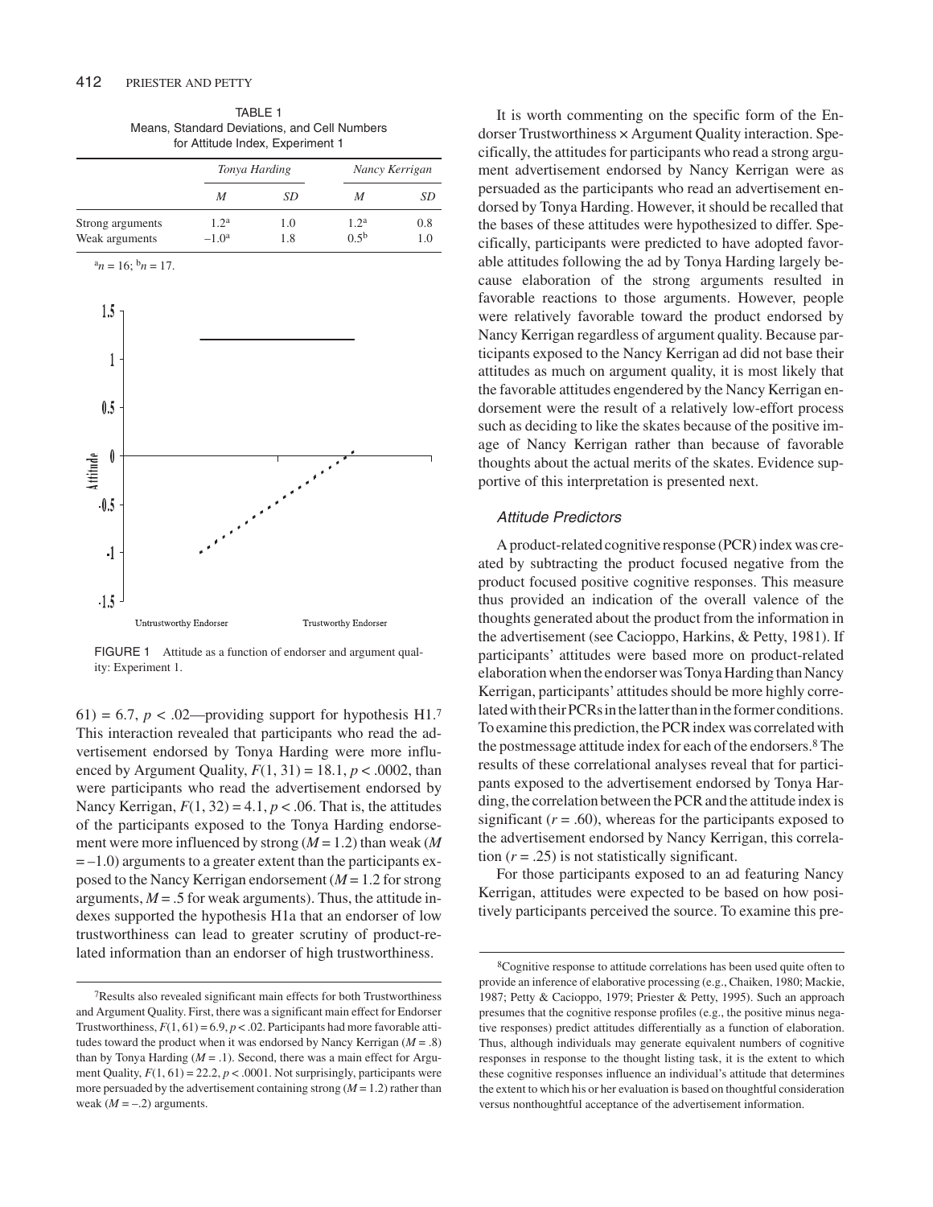TABLE 1
Means, Standard Deviations, and Cell Numbers for Attitude Index, Experiment 1

| | *Tonya Harding* | | *Nancy Kerrigan* | |
|---|---|---|---|---|
| | *M* | *SD* | *M* | *SD* |
| Strong arguments | 1.2[a] | 1.0 | 1.2[a] | 0.8 |
| Weak arguments | −1.0[a] | 1.8 | 0.5[b] | 1.0 |

[a]$n = 16$; [b]$n = 17$.

FIGURE 1 Attitude as a function of endorser and argument quality: Experiment 1.

61) = 6.7, $p < .02$—providing support for hypothesis H1.[7] This interaction revealed that participants who read the advertisement endorsed by Tonya Harding were more influenced by Argument Quality, $F(1, 31) = 18.1$, $p < .0002$, than were participants who read the advertisement endorsed by Nancy Kerrigan, $F(1, 32) = 4.1$, $p < .06$. That is, the attitudes of the participants exposed to the Tonya Harding endorsement were more influenced by strong ($M = 1.2$) than weak ($M = -1.0$) arguments to a greater extent than the participants exposed to the Nancy Kerrigan endorsement ($M = 1.2$ for strong arguments, $M = .5$ for weak arguments). Thus, the attitude indexes supported the hypothesis H1a that an endorser of low trustworthiness can lead to greater scrutiny of product-related information than an endorser of high trustworthiness.

It is worth commenting on the specific form of the Endorser Trustworthiness × Argument Quality interaction. Specifically, the attitudes for participants who read a strong argument advertisement endorsed by Nancy Kerrigan were as persuaded as the participants who read an advertisement endorsed by Tonya Harding. However, it should be recalled that the bases of these attitudes were hypothesized to differ. Specifically, participants were predicted to have adopted favorable attitudes following the ad by Tonya Harding largely because elaboration of the strong arguments resulted in favorable reactions to those arguments. However, people were relatively favorable toward the product endorsed by Nancy Kerrigan regardless of argument quality. Because participants exposed to the Nancy Kerrigan ad did not base their attitudes as much on argument quality, it is most likely that the favorable attitudes engendered by the Nancy Kerrigan endorsement were the result of a relatively low-effort process such as deciding to like the skates because of the positive image of Nancy Kerrigan rather than because of favorable thoughts about the actual merits of the skates. Evidence supportive of this interpretation is presented next.

### *Attitude Predictors*

A product-related cognitive response (PCR) index was created by subtracting the product focused negative from the product focused positive cognitive responses. This measure thus provided an indication of the overall valence of the thoughts generated about the product from the information in the advertisement (see Cacioppo, Harkins, & Petty, 1981). If participants' attitudes were based more on product-related elaboration when the endorser was Tonya Harding than Nancy Kerrigan, participants' attitudes should be more highly correlated with their PCRs in the latter than in the former conditions. To examine this prediction, the PCR index was correlated with the postmessage attitude index for each of the endorsers.[8] The results of these correlational analyses reveal that for participants exposed to the advertisement endorsed by Tonya Harding, the correlation between the PCR and the attitude index is significant ($r = .60$), whereas for the participants exposed to the advertisement endorsed by Nancy Kerrigan, this correlation ($r = .25$) is not statistically significant.

For those participants exposed to an ad featuring Nancy Kerrigan, attitudes were expected to be based on how positively participants perceived the source. To examine this pre-

[7]Results also revealed significant main effects for both Trustworthiness and Argument Quality. First, there was a significant main effect for Endorser Trustworthiness, $F(1, 61) = 6.9$, $p < .02$. Participants had more favorable attitudes toward the product when it was endorsed by Nancy Kerrigan ($M = .8$) than by Tonya Harding ($M = .1$). Second, there was a main effect for Argument Quality, $F(1, 61) = 22.2$, $p < .0001$. Not surprisingly, participants were more persuaded by the advertisement containing strong ($M = 1.2$) rather than weak ($M = -.2$) arguments.

[8]Cognitive response to attitude correlations has been used quite often to provide an inference of elaborative processing (e.g., Chaiken, 1980; Mackie, 1987; Petty & Cacioppo, 1979; Priester & Petty, 1995). Such an approach presumes that the cognitive response profiles (e.g., the positive minus negative responses) predict attitudes differentially as a function of elaboration. Thus, although individuals may generate equivalent numbers of cognitive responses in response to the thought listing task, it is the extent to which these cognitive responses influence an individual's attitude that determines the extent to which his or her evaluation is based on thoughtful consideration versus nonthoughtful acceptance of the advertisement information.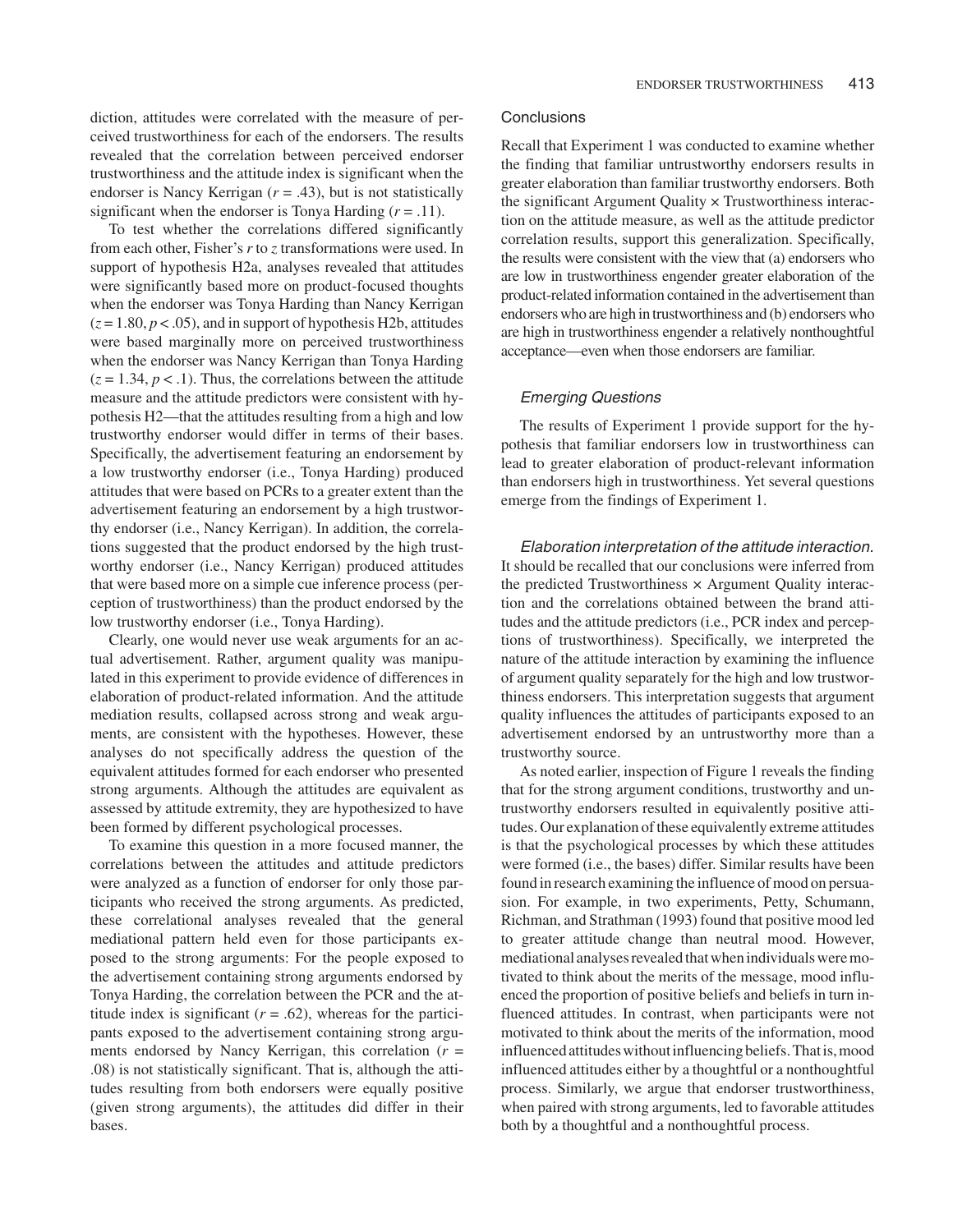diction, attitudes were correlated with the measure of perceived trustworthiness for each of the endorsers. The results revealed that the correlation between perceived endorser trustworthiness and the attitude index is significant when the endorser is Nancy Kerrigan ($r = .43$), but is not statistically significant when the endorser is Tonya Harding ($r = .11$).

To test whether the correlations differed significantly from each other, Fisher's $r$ to $z$ transformations were used. In support of hypothesis H2a, analyses revealed that attitudes were significantly based more on product-focused thoughts when the endorser was Tonya Harding than Nancy Kerrigan ($z = 1.80$, $p < .05$), and in support of hypothesis H2b, attitudes were based marginally more on perceived trustworthiness when the endorser was Nancy Kerrigan than Tonya Harding ($z = 1.34$, $p < .1$). Thus, the correlations between the attitude measure and the attitude predictors were consistent with hypothesis H2—that the attitudes resulting from a high and low trustworthy endorser would differ in terms of their bases. Specifically, the advertisement featuring an endorsement by a low trustworthy endorser (i.e., Tonya Harding) produced attitudes that were based on PCRs to a greater extent than the advertisement featuring an endorsement by a high trustworthy endorser (i.e., Nancy Kerrigan). In addition, the correlations suggested that the product endorsed by the high trustworthy endorser (i.e., Nancy Kerrigan) produced attitudes that were based more on a simple cue inference process (perception of trustworthiness) than the product endorsed by the low trustworthy endorser (i.e., Tonya Harding).

Clearly, one would never use weak arguments for an actual advertisement. Rather, argument quality was manipulated in this experiment to provide evidence of differences in elaboration of product-related information. And the attitude mediation results, collapsed across strong and weak arguments, are consistent with the hypotheses. However, these analyses do not specifically address the question of the equivalent attitudes formed for each endorser who presented strong arguments. Although the attitudes are equivalent as assessed by attitude extremity, they are hypothesized to have been formed by different psychological processes.

To examine this question in a more focused manner, the correlations between the attitudes and attitude predictors were analyzed as a function of endorser for only those participants who received the strong arguments. As predicted, these correlational analyses revealed that the general mediational pattern held even for those participants exposed to the strong arguments: For the people exposed to the advertisement containing strong arguments endorsed by Tonya Harding, the correlation between the PCR and the attitude index is significant ($r = .62$), whereas for the participants exposed to the advertisement containing strong arguments endorsed by Nancy Kerrigan, this correlation ($r = .08$) is not statistically significant. That is, although the attitudes resulting from both endorsers were equally positive (given strong arguments), the attitudes did differ in their bases.

### Conclusions

Recall that Experiment 1 was conducted to examine whether the finding that familiar untrustworthy endorsers results in greater elaboration than familiar trustworthy endorsers. Both the significant Argument Quality × Trustworthiness interaction on the attitude measure, as well as the attitude predictor correlation results, support this generalization. Specifically, the results were consistent with the view that (a) endorsers who are low in trustworthiness engender greater elaboration of the product-related information contained in the advertisement than endorsers who are high in trustworthiness and (b) endorsers who are high in trustworthiness engender a relatively nonthoughtful acceptance—even when those endorsers are familiar.

### *Emerging Questions*

The results of Experiment 1 provide support for the hypothesis that familiar endorsers low in trustworthiness can lead to greater elaboration of product-relevant information than endorsers high in trustworthiness. Yet several questions emerge from the findings of Experiment 1.

*Elaboration interpretation of the attitude interaction.* It should be recalled that our conclusions were inferred from the predicted Trustworthiness × Argument Quality interaction and the correlations obtained between the brand attitudes and the attitude predictors (i.e., PCR index and perceptions of trustworthiness). Specifically, we interpreted the nature of the attitude interaction by examining the influence of argument quality separately for the high and low trustworthiness endorsers. This interpretation suggests that argument quality influences the attitudes of participants exposed to an advertisement endorsed by an untrustworthy more than a trustworthy source.

As noted earlier, inspection of Figure 1 reveals the finding that for the strong argument conditions, trustworthy and untrustworthy endorsers resulted in equivalently positive attitudes. Our explanation of these equivalently extreme attitudes is that the psychological processes by which these attitudes were formed (i.e., the bases) differ. Similar results have been found in research examining the influence of mood on persuasion. For example, in two experiments, Petty, Schumann, Richman, and Strathman (1993) found that positive mood led to greater attitude change than neutral mood. However, mediational analyses revealed that when individuals were motivated to think about the merits of the message, mood influenced the proportion of positive beliefs and beliefs in turn influenced attitudes. In contrast, when participants were not motivated to think about the merits of the information, mood influenced attitudes without influencing beliefs. That is, mood influenced attitudes either by a thoughtful or a nonthoughtful process. Similarly, we argue that endorser trustworthiness, when paired with strong arguments, led to favorable attitudes both by a thoughtful and a nonthoughtful process.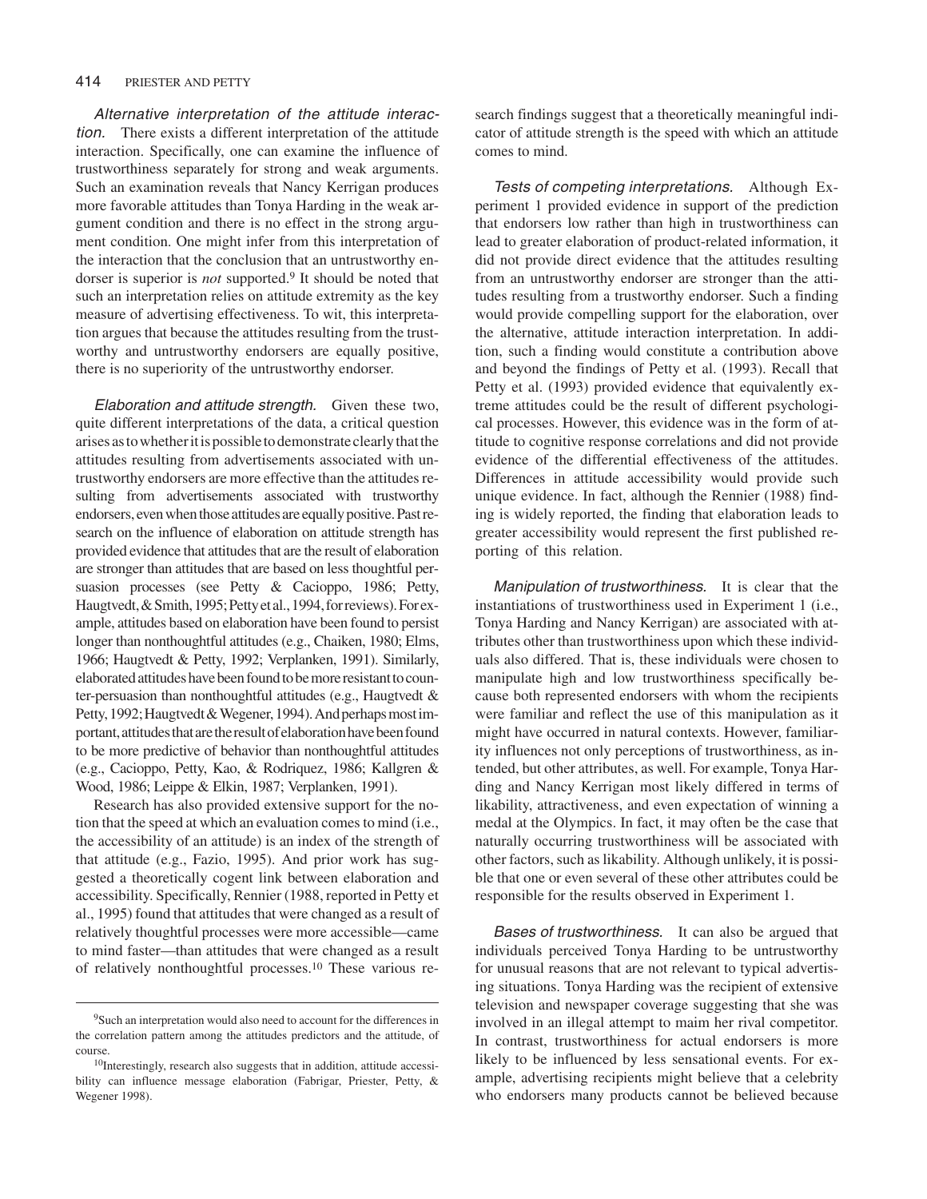*Alternative interpretation of the attitude interaction.* There exists a different interpretation of the attitude interaction. Specifically, one can examine the influence of trustworthiness separately for strong and weak arguments. Such an examination reveals that Nancy Kerrigan produces more favorable attitudes than Tonya Harding in the weak argument condition and there is no effect in the strong argument condition. One might infer from this interpretation of the interaction that the conclusion that an untrustworthy endorser is superior is *not* supported.[9] It should be noted that such an interpretation relies on attitude extremity as the key measure of advertising effectiveness. To wit, this interpretation argues that because the attitudes resulting from the trustworthy and untrustworthy endorsers are equally positive, there is no superiority of the untrustworthy endorser.

*Elaboration and attitude strength.* Given these two, quite different interpretations of the data, a critical question arises as to whether it is possible to demonstrate clearly that the attitudes resulting from advertisements associated with untrustworthy endorsers are more effective than the attitudes resulting from advertisements associated with trustworthy endorsers, even when those attitudes are equally positive. Past research on the influence of elaboration on attitude strength has provided evidence that attitudes that are the result of elaboration are stronger than attitudes that are based on less thoughtful persuasion processes (see Petty & Cacioppo, 1986; Petty, Haugtvedt, & Smith, 1995; Petty et al., 1994, for reviews). For example, attitudes based on elaboration have been found to persist longer than nonthoughtful attitudes (e.g., Chaiken, 1980; Elms, 1966; Haugtvedt & Petty, 1992; Verplanken, 1991). Similarly, elaborated attitudes have been found to be more resistant to counter-persuasion than nonthoughtful attitudes (e.g., Haugtvedt & Petty, 1992; Haugtvedt & Wegener, 1994). And perhaps most important, attitudes that are the result of elaboration have been found to be more predictive of behavior than nonthoughtful attitudes (e.g., Cacioppo, Petty, Kao, & Rodriquez, 1986; Kallgren & Wood, 1986; Leippe & Elkin, 1987; Verplanken, 1991).

Research has also provided extensive support for the notion that the speed at which an evaluation comes to mind (i.e., the accessibility of an attitude) is an index of the strength of that attitude (e.g., Fazio, 1995). And prior work has suggested a theoretically cogent link between elaboration and accessibility. Specifically, Rennier (1988, reported in Petty et al., 1995) found that attitudes that were changed as a result of relatively thoughtful processes were more accessible—came to mind faster—than attitudes that were changed as a result of relatively nonthoughtful processes.[10] These various research findings suggest that a theoretically meaningful indicator of attitude strength is the speed with which an attitude comes to mind.

*Tests of competing interpretations.* Although Experiment 1 provided evidence in support of the prediction that endorsers low rather than high in trustworthiness can lead to greater elaboration of product-related information, it did not provide direct evidence that the attitudes resulting from an untrustworthy endorser are stronger than the attitudes resulting from a trustworthy endorser. Such a finding would provide compelling support for the elaboration, over the alternative, attitude interaction interpretation. In addition, such a finding would constitute a contribution above and beyond the findings of Petty et al. (1993). Recall that Petty et al. (1993) provided evidence that equivalently extreme attitudes could be the result of different psychological processes. However, this evidence was in the form of attitude to cognitive response correlations and did not provide evidence of the differential effectiveness of the attitudes. Differences in attitude accessibility would provide such unique evidence. In fact, although the Rennier (1988) finding is widely reported, the finding that elaboration leads to greater accessibility would represent the first published reporting of this relation.

*Manipulation of trustworthiness.* It is clear that the instantiations of trustworthiness used in Experiment 1 (i.e., Tonya Harding and Nancy Kerrigan) are associated with attributes other than trustworthiness upon which these individuals also differed. That is, these individuals were chosen to manipulate high and low trustworthiness specifically because both represented endorsers with whom the recipients were familiar and reflect the use of this manipulation as it might have occurred in natural contexts. However, familiarity influences not only perceptions of trustworthiness, as intended, but other attributes, as well. For example, Tonya Harding and Nancy Kerrigan most likely differed in terms of likability, attractiveness, and even expectation of winning a medal at the Olympics. In fact, it may often be the case that naturally occurring trustworthiness will be associated with other factors, such as likability. Although unlikely, it is possible that one or even several of these other attributes could be responsible for the results observed in Experiment 1.

*Bases of trustworthiness.* It can also be argued that individuals perceived Tonya Harding to be untrustworthy for unusual reasons that are not relevant to typical advertising situations. Tonya Harding was the recipient of extensive television and newspaper coverage suggesting that she was involved in an illegal attempt to maim her rival competitor. In contrast, trustworthiness for actual endorsers is more likely to be influenced by less sensational events. For example, advertising recipients might believe that a celebrity who endorsers many products cannot be believed because

[9] Such an interpretation would also need to account for the differences in the correlation pattern among the attitudes predictors and the attitude, of course.

[10] Interestingly, research also suggests that in addition, attitude accessibility can influence message elaboration (Fabrigar, Priester, Petty, & Wegener 1998).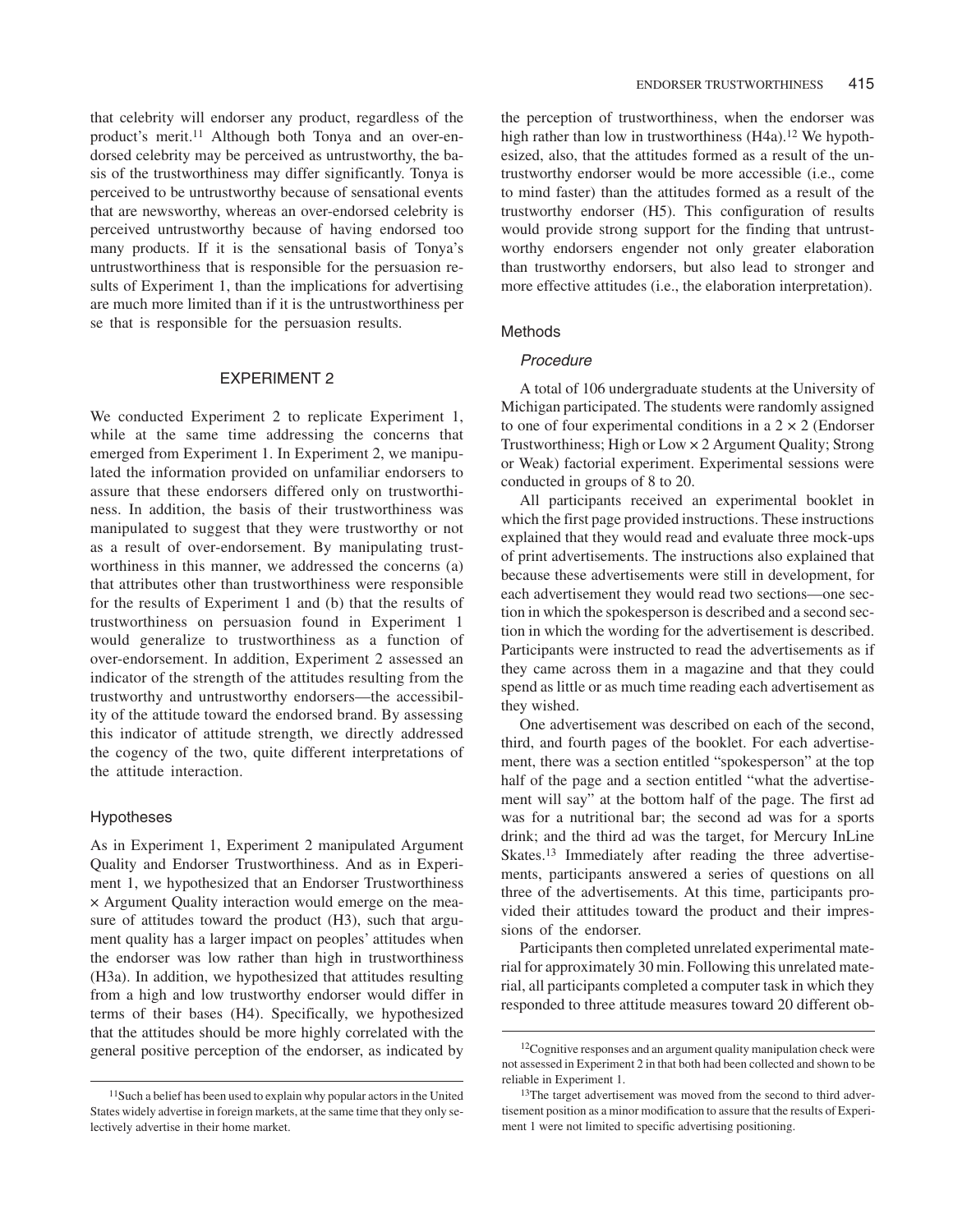that celebrity will endorser any product, regardless of the product's merit.[11] Although both Tonya and an over-endorsed celebrity may be perceived as untrustworthy, the basis of the trustworthiness may differ significantly. Tonya is perceived to be untrustworthy because of sensational events that are newsworthy, whereas an over-endorsed celebrity is perceived untrustworthy because of having endorsed too many products. If it is the sensational basis of Tonya's untrustworthiness that is responsible for the persuasion results of Experiment 1, than the implications for advertising are much more limited than if it is the untrustworthiness per se that is responsible for the persuasion results.

## EXPERIMENT 2

We conducted Experiment 2 to replicate Experiment 1, while at the same time addressing the concerns that emerged from Experiment 1. In Experiment 2, we manipulated the information provided on unfamiliar endorsers to assure that these endorsers differed only on trustworthiness. In addition, the basis of their trustworthiness was manipulated to suggest that they were trustworthy or not as a result of over-endorsement. By manipulating trustworthiness in this manner, we addressed the concerns (a) that attributes other than trustworthiness were responsible for the results of Experiment 1 and (b) that the results of trustworthiness on persuasion found in Experiment 1 would generalize to trustworthiness as a function of over-endorsement. In addition, Experiment 2 assessed an indicator of the strength of the attitudes resulting from the trustworthy and untrustworthy endorsers—the accessibility of the attitude toward the endorsed brand. By assessing this indicator of attitude strength, we directly addressed the cogency of the two, quite different interpretations of the attitude interaction.

### Hypotheses

As in Experiment 1, Experiment 2 manipulated Argument Quality and Endorser Trustworthiness. And as in Experiment 1, we hypothesized that an Endorser Trustworthiness × Argument Quality interaction would emerge on the measure of attitudes toward the product (H3), such that argument quality has a larger impact on peoples' attitudes when the endorser was low rather than high in trustworthiness (H3a). In addition, we hypothesized that attitudes resulting from a high and low trustworthy endorser would differ in terms of their bases (H4). Specifically, we hypothesized that the attitudes should be more highly correlated with the general positive perception of the endorser, as indicated by the perception of trustworthiness, when the endorser was high rather than low in trustworthiness (H4a).[12] We hypothesized, also, that the attitudes formed as a result of the untrustworthy endorser would be more accessible (i.e., come to mind faster) than the attitudes formed as a result of the trustworthy endorser (H5). This configuration of results would provide strong support for the finding that untrustworthy endorsers engender not only greater elaboration than trustworthy endorsers, but also lead to stronger and more effective attitudes (i.e., the elaboration interpretation).

### Methods

#### *Procedure*

A total of 106 undergraduate students at the University of Michigan participated. The students were randomly assigned to one of four experimental conditions in a 2 × 2 (Endorser Trustworthiness; High or Low × 2 Argument Quality; Strong or Weak) factorial experiment. Experimental sessions were conducted in groups of 8 to 20.

All participants received an experimental booklet in which the first page provided instructions. These instructions explained that they would read and evaluate three mock-ups of print advertisements. The instructions also explained that because these advertisements were still in development, for each advertisement they would read two sections—one section in which the spokesperson is described and a second section in which the wording for the advertisement is described. Participants were instructed to read the advertisements as if they came across them in a magazine and that they could spend as little or as much time reading each advertisement as they wished.

One advertisement was described on each of the second, third, and fourth pages of the booklet. For each advertisement, there was a section entitled "spokesperson" at the top half of the page and a section entitled "what the advertisement will say" at the bottom half of the page. The first ad was for a nutritional bar; the second ad was for a sports drink; and the third ad was the target, for Mercury InLine Skates.[13] Immediately after reading the three advertisements, participants answered a series of questions on all three of the advertisements. At this time, participants provided their attitudes toward the product and their impressions of the endorser.

Participants then completed unrelated experimental material for approximately 30 min. Following this unrelated material, all participants completed a computer task in which they responded to three attitude measures toward 20 different ob-

---

[11]Such a belief has been used to explain why popular actors in the United States widely advertise in foreign markets, at the same time that they only selectively advertise in their home market.

[12]Cognitive responses and an argument quality manipulation check were not assessed in Experiment 2 in that both had been collected and shown to be reliable in Experiment 1.

[13]The target advertisement was moved from the second to third advertisement position as a minor modification to assure that the results of Experiment 1 were not limited to specific advertising positioning.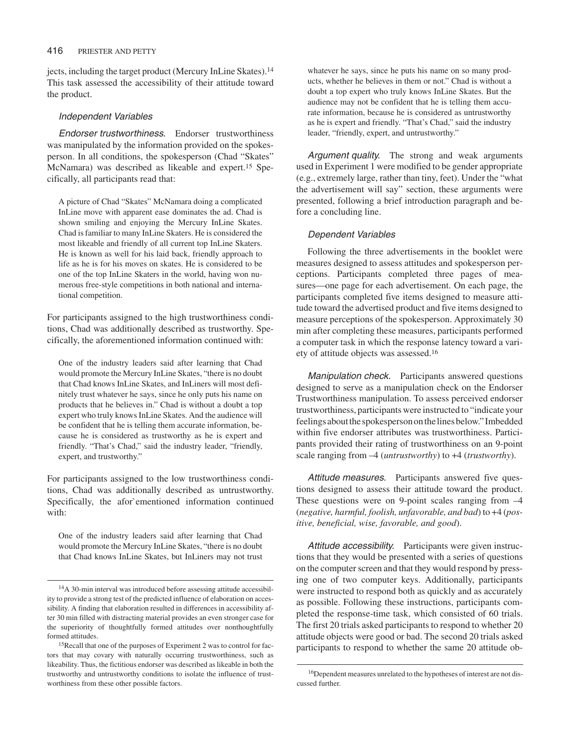jects, including the target product (Mercury InLine Skates).[14] This task assessed the accessibility of their attitude toward the product.

### *Independent Variables*

*Endorser trustworthiness.* Endorser trustworthiness was manipulated by the information provided on the spokesperson. In all conditions, the spokesperson (Chad "Skates" McNamara) was described as likeable and expert.[15] Specifically, all participants read that:

> A picture of Chad "Skates" McNamara doing a complicated InLine move with apparent ease dominates the ad. Chad is shown smiling and enjoying the Mercury InLine Skates. Chad is familiar to many InLine Skaters. He is considered the most likeable and friendly of all current top InLine Skaters. He is known as well for his laid back, friendly approach to life as he is for his moves on skates. He is considered to be one of the top InLine Skaters in the world, having won numerous free-style competitions in both national and international competition.

For participants assigned to the high trustworthiness conditions, Chad was additionally described as trustworthy. Specifically, the aforementioned information continued with:

> One of the industry leaders said after learning that Chad would promote the Mercury InLine Skates, "there is no doubt that Chad knows InLine Skates, and InLiners will most definitely trust whatever he says, since he only puts his name on products that he believes in." Chad is without a doubt a top expert who truly knows InLine Skates. And the audience will be confident that he is telling them accurate information, because he is considered as trustworthy as he is expert and friendly. "That's Chad," said the industry leader, "friendly, expert, and trustworthy."

For participants assigned to the low trustworthiness conditions, Chad was additionally described as untrustworthy. Specifically, the afor`ementioned information continued with:

> One of the industry leaders said after learning that Chad would promote the Mercury InLine Skates, "there is no doubt that Chad knows InLine Skates, but InLiners may not trust whatever he says, since he puts his name on so many products, whether he believes in them or not." Chad is without a doubt a top expert who truly knows InLine Skates. But the audience may not be confident that he is telling them accurate information, because he is considered as untrustworthy as he is expert and friendly. "That's Chad," said the industry leader, "friendly, expert, and untrustworthy."

*Argument quality.* The strong and weak arguments used in Experiment 1 were modified to be gender appropriate (e.g., extremely large, rather than tiny, feet). Under the "what the advertisement will say" section, these arguments were presented, following a brief introduction paragraph and before a concluding line.

### *Dependent Variables*

Following the three advertisements in the booklet were measures designed to assess attitudes and spokesperson perceptions. Participants completed three pages of measures—one page for each advertisement. On each page, the participants completed five items designed to measure attitude toward the advertised product and five items designed to measure perceptions of the spokesperson. Approximately 30 min after completing these measures, participants performed a computer task in which the response latency toward a variety of attitude objects was assessed.[16]

*Manipulation check.* Participants answered questions designed to serve as a manipulation check on the Endorser Trustworthiness manipulation. To assess perceived endorser trustworthiness, participants were instructed to "indicate your feelings about the spokesperson on the lines below." Imbedded within five endorser attributes was trustworthiness. Participants provided their rating of trustworthiness on an 9-point scale ranging from –4 (*untrustworthy*) to +4 (*trustworthy*).

*Attitude measures.* Participants answered five questions designed to assess their attitude toward the product. These questions were on 9-point scales ranging from –4 (*negative, harmful, foolish, unfavorable, and bad*) to +4 (*positive, beneficial, wise, favorable, and good*).

*Attitude accessibility.* Participants were given instructions that they would be presented with a series of questions on the computer screen and that they would respond by pressing one of two computer keys. Additionally, participants were instructed to respond both as quickly and as accurately as possible. Following these instructions, participants completed the response-time task, which consisted of 60 trials. The first 20 trials asked participants to respond to whether 20 attitude objects were good or bad. The second 20 trials asked participants to respond to whether the same 20 attitude ob-

---

[14] A 30-min interval was introduced before assessing attitude accessibility to provide a strong test of the predicted influence of elaboration on accessibility. A finding that elaboration resulted in differences in accessibility after 30 min filled with distracting material provides an even stronger case for the superiority of thoughtfully formed attitudes over nonthoughtfully formed attitudes.

[15] Recall that one of the purposes of Experiment 2 was to control for factors that may covary with naturally occurring trustworthiness, such as likeability. Thus, the fictitious endorser was described as likeable in both the trustworthy and untrustworthy conditions to isolate the influence of trustworthiness from these other possible factors.

[16] Dependent measures unrelated to the hypotheses of interest are not discussed further.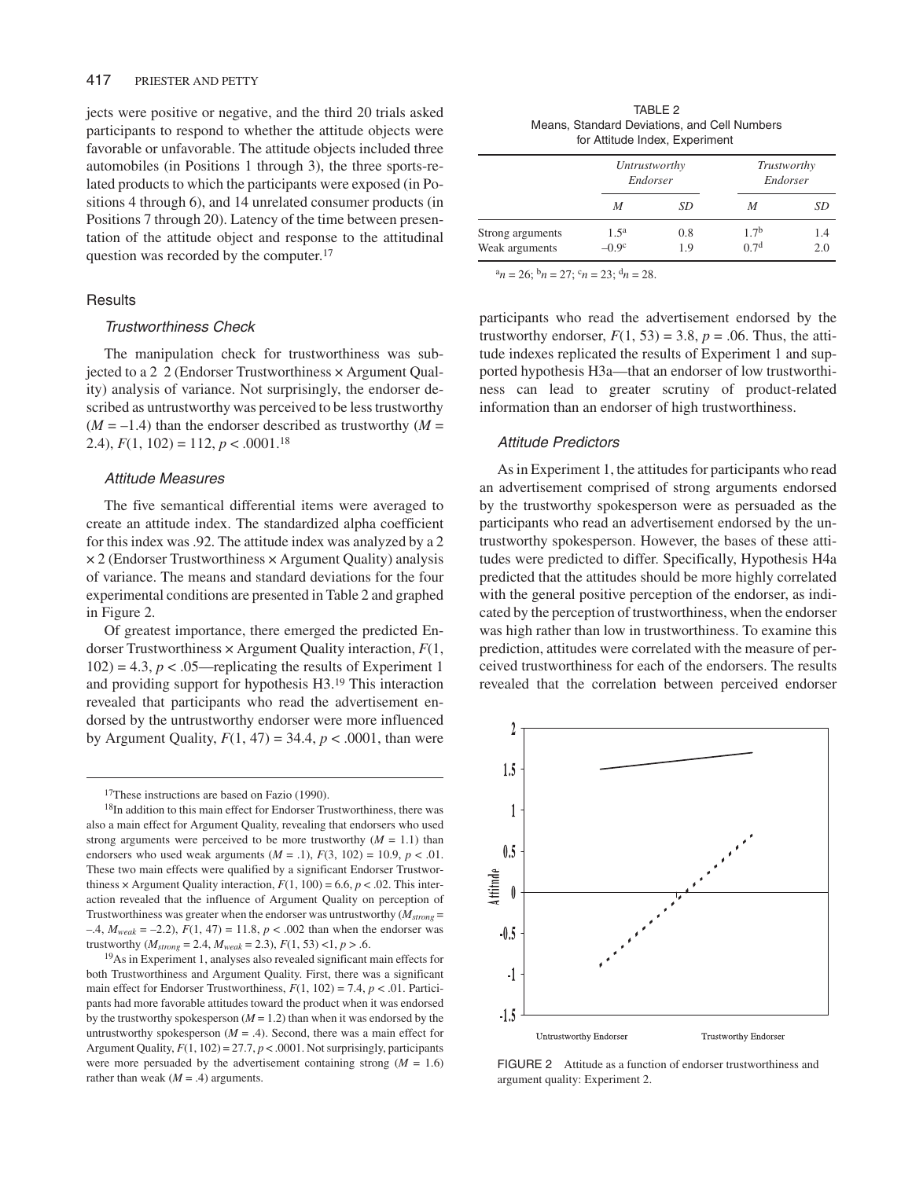jects were positive or negative, and the third 20 trials asked participants to respond to whether the attitude objects were favorable or unfavorable. The attitude objects included three automobiles (in Positions 1 through 3), the three sports-related products to which the participants were exposed (in Positions 4 through 6), and 14 unrelated consumer products (in Positions 7 through 20). Latency of the time between presentation of the attitude object and response to the attitudinal question was recorded by the computer.[17]

## Results

### Trustworthiness Check

The manipulation check for trustworthiness was subjected to a 2 2 (Endorser Trustworthiness × Argument Quality) analysis of variance. Not surprisingly, the endorser described as untrustworthy was perceived to be less trustworthy ($M = -1.4$) than the endorser described as trustworthy ($M = 2.4$), $F(1, 102) = 112$, $p < .0001$.[18]

### Attitude Measures

The five semantical differential items were averaged to create an attitude index. The standardized alpha coefficient for this index was .92. The attitude index was analyzed by a 2 × 2 (Endorser Trustworthiness × Argument Quality) analysis of variance. The means and standard deviations for the four experimental conditions are presented in Table 2 and graphed in Figure 2.

Of greatest importance, there emerged the predicted Endorser Trustworthiness × Argument Quality interaction, $F(1, 102) = 4.3$, $p < .05$—replicating the results of Experiment 1 and providing support for hypothesis H3.[19] This interaction revealed that participants who read the advertisement endorsed by the untrustworthy endorser were more influenced by Argument Quality, $F(1, 47) = 34.4$, $p < .0001$, than were participants who read the advertisement endorsed by the trustworthy endorser, $F(1, 53) = 3.8$, $p = .06$. Thus, the attitude indexes replicated the results of Experiment 1 and supported hypothesis H3a—that an endorser of low trustworthiness can lead to greater scrutiny of product-related information than an endorser of high trustworthiness.

TABLE 2
Means, Standard Deviations, and Cell Numbers for Attitude Index, Experiment

| | *Untrustworthy Endorser* | | *Trustworthy Endorser* | |
|---|---|---|---|---|
| | *M* | *SD* | *M* | *SD* |
| Strong arguments | 1.5[a] | 0.8 | 1.7[b] | 1.4 |
| Weak arguments | –0.9[c] | 1.9 | 0.7[d] | 2.0 |

[a]$n = 26$; [b]$n = 27$; [c]$n = 23$; [d]$n = 28$.

### Attitude Predictors

As in Experiment 1, the attitudes for participants who read an advertisement comprised of strong arguments endorsed by the trustworthy spokesperson were as persuaded as the participants who read an advertisement endorsed by the untrustworthy spokesperson. However, the bases of these attitudes were predicted to differ. Specifically, Hypothesis H4a predicted that the attitudes should be more highly correlated with the general positive perception of the endorser, as indicated by the perception of trustworthiness, when the endorser was high rather than low in trustworthiness. To examine this prediction, attitudes were correlated with the measure of perceived trustworthiness for each of the endorsers. The results revealed that the correlation between perceived endorser

FIGURE 2 Attitude as a function of endorser trustworthiness and argument quality: Experiment 2.

---

[17]These instructions are based on Fazio (1990).

[18]In addition to this main effect for Endorser Trustworthiness, there was also a main effect for Argument Quality, revealing that endorsers who used strong arguments were perceived to be more trustworthy ($M = 1.1$) than endorsers who used weak arguments ($M = .1$), $F(3, 102) = 10.9$, $p < .01$. These two main effects were qualified by a significant Endorser Trustworthiness × Argument Quality interaction, $F(1, 100) = 6.6$, $p < .02$. This interaction revealed that the influence of Argument Quality on perception of Trustworthiness was greater when the endorser was untrustworthy ($M_{strong} = -.4$, $M_{weak} = -2.2$), $F(1, 47) = 11.8$, $p < .002$ than when the endorser was trustworthy ($M_{strong} = 2.4$, $M_{weak} = 2.3$), $F(1, 53) < 1$, $p > .6$.

[19]As in Experiment 1, analyses also revealed significant main effects for both Trustworthiness and Argument Quality. First, there was a significant main effect for Endorser Trustworthiness, $F(1, 102) = 7.4$, $p < .01$. Participants had more favorable attitudes toward the product when it was endorsed by the trustworthy spokesperson ($M = 1.2$) than when it was endorsed by the untrustworthy spokesperson ($M = .4$). Second, there was a main effect for Argument Quality, $F(1, 102) = 27.7$, $p < .0001$. Not surprisingly, participants were more persuaded by the advertisement containing strong ($M = 1.6$) rather than weak ($M = .4$) arguments.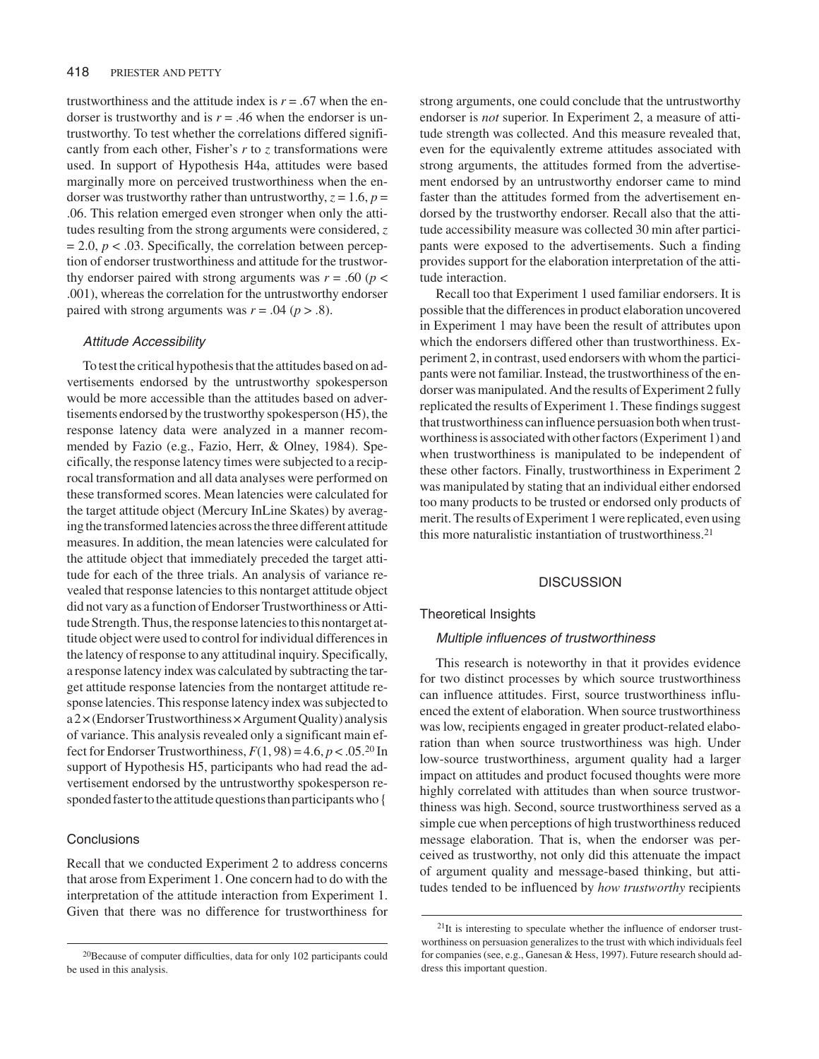trustworthiness and the attitude index is $r = .67$ when the endorser is trustworthy and is $r = .46$ when the endorser is untrustworthy. To test whether the correlations differed significantly from each other, Fisher's $r$ to $z$ transformations were used. In support of Hypothesis H4a, attitudes were based marginally more on perceived trustworthiness when the endorser was trustworthy rather than untrustworthy, $z = 1.6$, $p = .06$. This relation emerged even stronger when only the attitudes resulting from the strong arguments were considered, $z = 2.0$, $p < .03$. Specifically, the correlation between perception of endorser trustworthiness and attitude for the trustworthy endorser paired with strong arguments was $r = .60$ ($p < .001$), whereas the correlation for the untrustworthy endorser paired with strong arguments was $r = .04$ ($p > .8$).

#### *Attitude Accessibility*

To test the critical hypothesis that the attitudes based on advertisements endorsed by the untrustworthy spokesperson would be more accessible than the attitudes based on advertisements endorsed by the trustworthy spokesperson (H5), the response latency data were analyzed in a manner recommended by Fazio (e.g., Fazio, Herr, & Olney, 1984). Specifically, the response latency times were subjected to a reciprocal transformation and all data analyses were performed on these transformed scores. Mean latencies were calculated for the target attitude object (Mercury InLine Skates) by averaging the transformed latencies across the three different attitude measures. In addition, the mean latencies were calculated for the attitude object that immediately preceded the target attitude for each of the three trials. An analysis of variance revealed that response latencies to this nontarget attitude object did not vary as a function of Endorser Trustworthiness or Attitude Strength. Thus, the response latencies to this nontarget attitude object were used to control for individual differences in the latency of response to any attitudinal inquiry. Specifically, a response latency index was calculated by subtracting the target attitude response latencies from the nontarget attitude response latencies. This response latency index was subjected to a $2 \times$ (Endorser Trustworthiness $\times$ Argument Quality) analysis of variance. This analysis revealed only a significant main effect for Endorser Trustworthiness, $F(1, 98) = 4.6$, $p < .05$.[20] In support of Hypothesis H5, participants who had read the advertisement endorsed by the untrustworthy spokesperson responded faster to the attitude questions than participants who {

### Conclusions

Recall that we conducted Experiment 2 to address concerns that arose from Experiment 1. One concern had to do with the interpretation of the attitude interaction from Experiment 1. Given that there was no difference for trustworthiness for strong arguments, one could conclude that the untrustworthy endorser is *not* superior. In Experiment 2, a measure of attitude strength was collected. And this measure revealed that, even for the equivalently extreme attitudes associated with strong arguments, the attitudes formed from the advertisement endorsed by an untrustworthy endorser came to mind faster than the attitudes formed from the advertisement endorsed by the trustworthy endorser. Recall also that the attitude accessibility measure was collected 30 min after participants were exposed to the advertisements. Such a finding provides support for the elaboration interpretation of the attitude interaction.

Recall too that Experiment 1 used familiar endorsers. It is possible that the differences in product elaboration uncovered in Experiment 1 may have been the result of attributes upon which the endorsers differed other than trustworthiness. Experiment 2, in contrast, used endorsers with whom the participants were not familiar. Instead, the trustworthiness of the endorser was manipulated. And the results of Experiment 2 fully replicated the results of Experiment 1. These findings suggest that trustworthiness can influence persuasion both when trustworthiness is associated with other factors (Experiment 1) and when trustworthiness is manipulated to be independent of these other factors. Finally, trustworthiness in Experiment 2 was manipulated by stating that an individual either endorsed too many products to be trusted or endorsed only products of merit. The results of Experiment 1 were replicated, even using this more naturalistic instantiation of trustworthiness.[21]

## DISCUSSION

### Theoretical Insights

#### *Multiple influences of trustworthiness*

This research is noteworthy in that it provides evidence for two distinct processes by which source trustworthiness can influence attitudes. First, source trustworthiness influenced the extent of elaboration. When source trustworthiness was low, recipients engaged in greater product-related elaboration than when source trustworthiness was high. Under low-source trustworthiness, argument quality had a larger impact on attitudes and product focused thoughts were more highly correlated with attitudes than when source trustworthiness was high. Second, source trustworthiness served as a simple cue when perceptions of high trustworthiness reduced message elaboration. That is, when the endorser was perceived as trustworthy, not only did this attenuate the impact of argument quality and message-based thinking, but attitudes tended to be influenced by *how trustworthy* recipients

---

[20]Because of computer difficulties, data for only 102 participants could be used in this analysis.

[21]It is interesting to speculate whether the influence of endorser trustworthiness on persuasion generalizes to the trust with which individuals feel for companies (see, e.g., Ganesan & Hess, 1997). Future research should address this important question.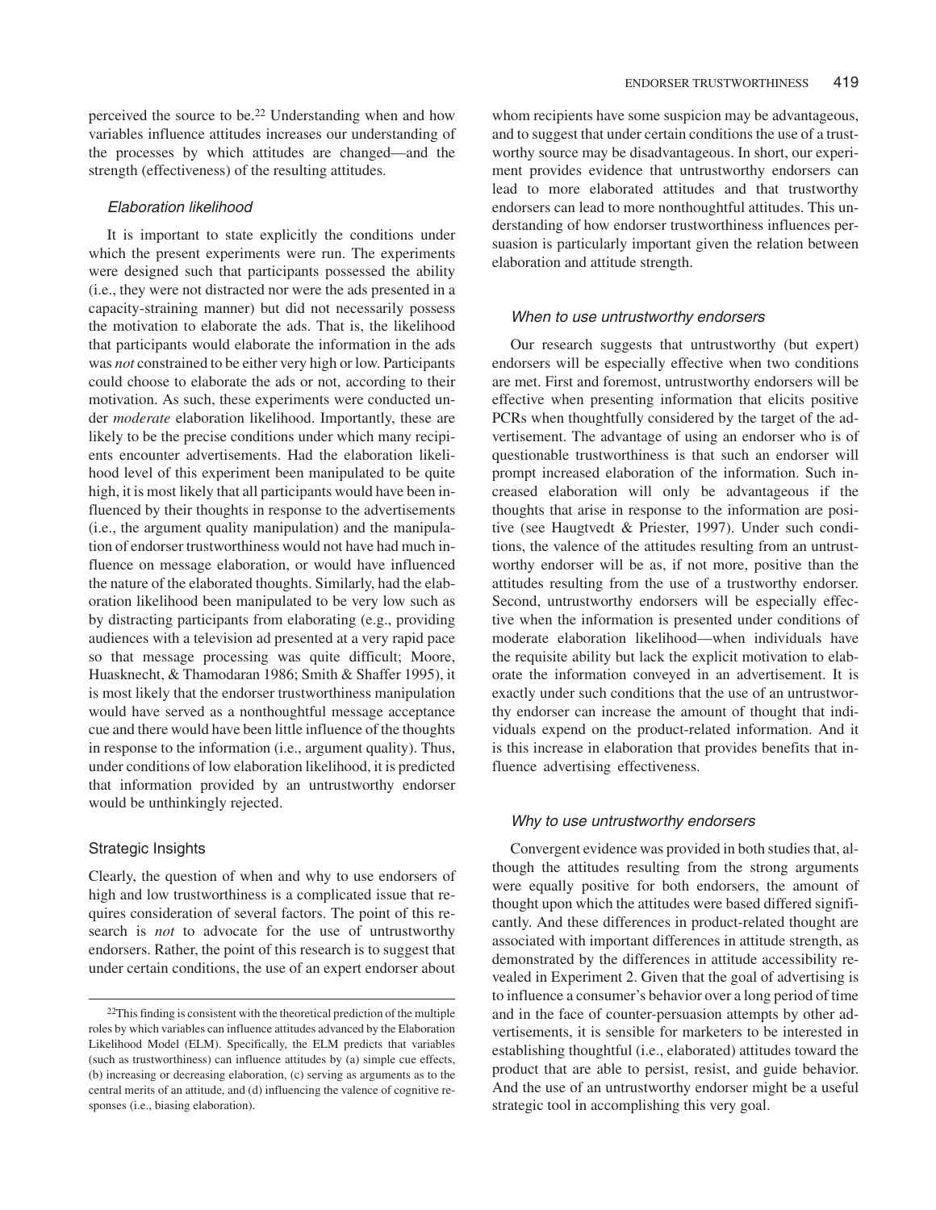perceived the source to be.[22] Understanding when and how variables influence attitudes increases our understanding of the processes by which attitudes are changed—and the strength (effectiveness) of the resulting attitudes.

### *Elaboration likelihood*

It is important to state explicitly the conditions under which the present experiments were run. The experiments were designed such that participants possessed the ability (i.e., they were not distracted nor were the ads presented in a capacity-straining manner) but did not necessarily possess the motivation to elaborate the ads. That is, the likelihood that participants would elaborate the information in the ads was *not* constrained to be either very high or low. Participants could choose to elaborate the ads or not, according to their motivation. As such, these experiments were conducted under *moderate* elaboration likelihood. Importantly, these are likely to be the precise conditions under which many recipients encounter advertisements. Had the elaboration likelihood level of this experiment been manipulated to be quite high, it is most likely that all participants would have been influenced by their thoughts in response to the advertisements (i.e., the argument quality manipulation) and the manipulation of endorser trustworthiness would not have had much influence on message elaboration, or would have influenced the nature of the elaborated thoughts. Similarly, had the elaboration likelihood been manipulated to be very low such as by distracting participants from elaborating (e.g., providing audiences with a television ad presented at a very rapid pace so that message processing was quite difficult; Moore, Huasknecht, & Thamodaran 1986; Smith & Shaffer 1995), it is most likely that the endorser trustworthiness manipulation would have served as a nonthoughtful message acceptance cue and there would have been little influence of the thoughts in response to the information (i.e., argument quality). Thus, under conditions of low elaboration likelihood, it is predicted that information provided by an untrustworthy endorser would be unthinkingly rejected.

## Strategic Insights

Clearly, the question of when and why to use endorsers of high and low trustworthiness is a complicated issue that requires consideration of several factors. The point of this research is *not* to advocate for the use of untrustworthy endorsers. Rather, the point of this research is to suggest that under certain conditions, the use of an expert endorser about whom recipients have some suspicion may be advantageous, and to suggest that under certain conditions the use of a trustworthy source may be disadvantageous. In short, our experiment provides evidence that untrustworthy endorsers can lead to more elaborated attitudes and that trustworthy endorsers can lead to more nonthoughtful attitudes. This understanding of how endorser trustworthiness influences persuasion is particularly important given the relation between elaboration and attitude strength.

### *When to use untrustworthy endorsers*

Our research suggests that untrustworthy (but expert) endorsers will be especially effective when two conditions are met. First and foremost, untrustworthy endorsers will be effective when presenting information that elicits positive PCRs when thoughtfully considered by the target of the advertisement. The advantage of using an endorser who is of questionable trustworthiness is that such an endorser will prompt increased elaboration of the information. Such increased elaboration will only be advantageous if the thoughts that arise in response to the information are positive (see Haugtvedt & Priester, 1997). Under such conditions, the valence of the attitudes resulting from an untrustworthy endorser will be as, if not more, positive than the attitudes resulting from the use of a trustworthy endorser. Second, untrustworthy endorsers will be especially effective when the information is presented under conditions of moderate elaboration likelihood—when individuals have the requisite ability but lack the explicit motivation to elaborate the information conveyed in an advertisement. It is exactly under such conditions that the use of an untrustworthy endorser can increase the amount of thought that individuals expend on the product-related information. And it is this increase in elaboration that provides benefits that influence advertising effectiveness.

### *Why to use untrustworthy endorsers*

Convergent evidence was provided in both studies that, although the attitudes resulting from the strong arguments were equally positive for both endorsers, the amount of thought upon which the attitudes were based differed significantly. And these differences in product-related thought are associated with important differences in attitude strength, as demonstrated by the differences in attitude accessibility revealed in Experiment 2. Given that the goal of advertising is to influence a consumer's behavior over a long period of time and in the face of counter-persuasion attempts by other advertisements, it is sensible for marketers to be interested in establishing thoughtful (i.e., elaborated) attitudes toward the product that are able to persist, resist, and guide behavior. And the use of an untrustworthy endorser might be a useful strategic tool in accomplishing this very goal.

---

[22]This finding is consistent with the theoretical prediction of the multiple roles by which variables can influence attitudes advanced by the Elaboration Likelihood Model (ELM). Specifically, the ELM predicts that variables (such as trustworthiness) can influence attitudes by (a) simple cue effects, (b) increasing or decreasing elaboration, (c) serving as arguments as to the central merits of an attitude, and (d) influencing the valence of cognitive responses (i.e., biasing elaboration).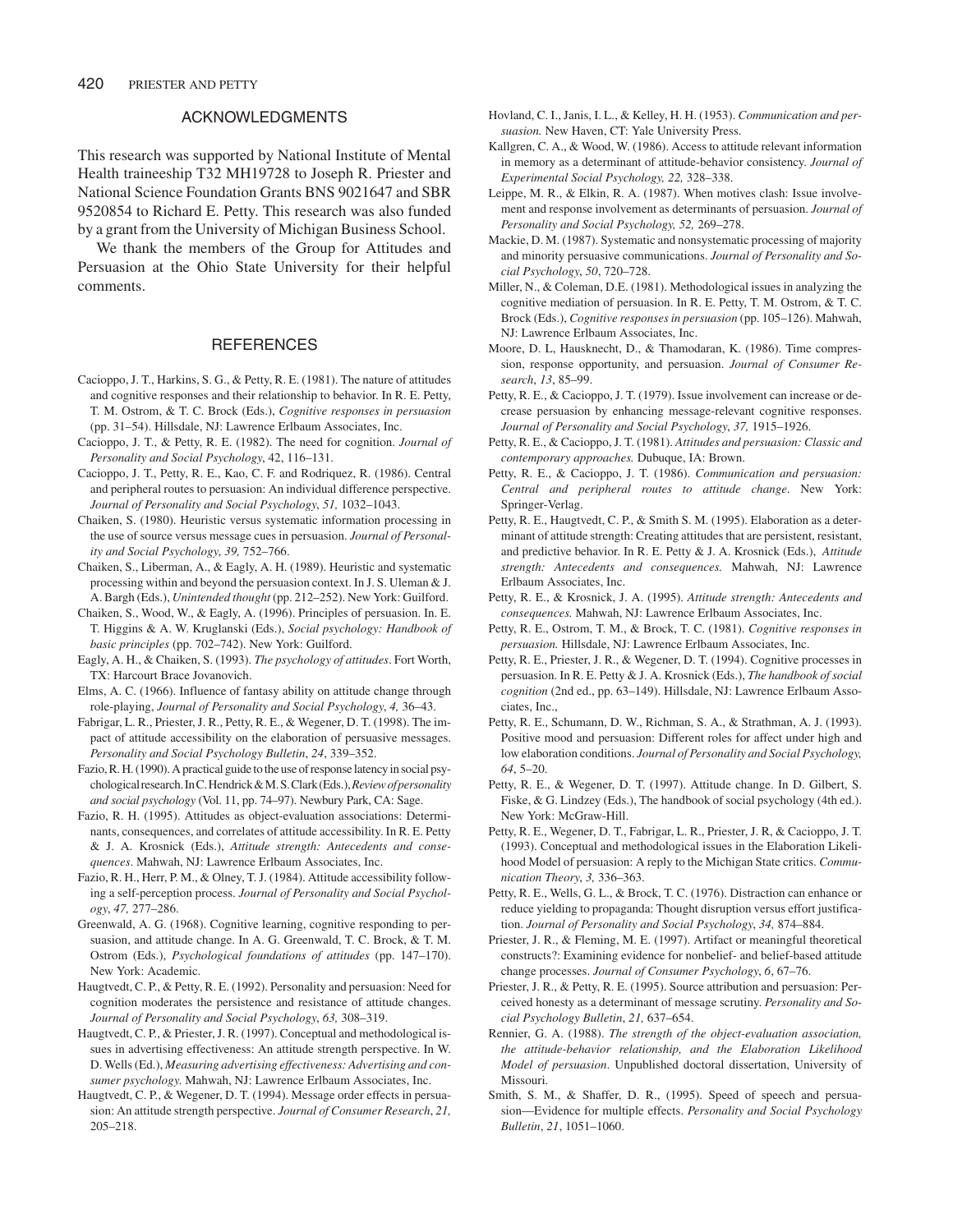## ACKNOWLEDGMENTS

This research was supported by National Institute of Mental Health traineeship T32 MH19728 to Joseph R. Priester and National Science Foundation Grants BNS 9021647 and SBR 9520854 to Richard E. Petty. This research was also funded by a grant from the University of Michigan Business School.

We thank the members of the Group for Attitudes and Persuasion at the Ohio State University for their helpful comments.

## REFERENCES

Cacioppo, J. T., Harkins, S. G., & Petty, R. E. (1981). The nature of attitudes and cognitive responses and their relationship to behavior. In R. E. Petty, T. M. Ostrom, & T. C. Brock (Eds.), *Cognitive responses in persuasion* (pp. 31–54). Hillsdale, NJ: Lawrence Erlbaum Associates, Inc.

Cacioppo, J. T., & Petty, R. E. (1982). The need for cognition. *Journal of Personality and Social Psychology*, 42, 116–131.

Cacioppo, J. T., Petty, R. E., Kao, C. F. and Rodriquez, R. (1986). Central and peripheral routes to persuasion: An individual difference perspective. *Journal of Personality and Social Psychology*, *51,* 1032–1043.

Chaiken, S. (1980). Heuristic versus systematic information processing in the use of source versus message cues in persuasion. *Journal of Personality and Social Psychology*, *39,* 752–766.

Chaiken, S., Liberman, A., & Eagly, A. H. (1989). Heuristic and systematic processing within and beyond the persuasion context. In J. S. Uleman & J. A. Bargh (Eds.), *Unintended thought* (pp. 212–252). New York: Guilford.

Chaiken, S., Wood, W., & Eagly, A. (1996). Principles of persuasion. In. E. T. Higgins & A. W. Kruglanski (Eds.), *Social psychology: Handbook of basic principles* (pp. 702–742). New York: Guilford.

Eagly, A. H., & Chaiken, S. (1993). *The psychology of attitudes*. Fort Worth, TX: Harcourt Brace Jovanovich.

Elms, A. C. (1966). Influence of fantasy ability on attitude change through role-playing, *Journal of Personality and Social Psychology*, *4,* 36–43.

Fabrigar, L. R., Priester, J. R., Petty, R. E., & Wegener, D. T. (1998). The impact of attitude accessibility on the elaboration of persuasive messages. *Personality and Social Psychology Bulletin*, *24*, 339–352.

Fazio, R. H. (1990). A practical guide to the use of response latency in social psychological research. In C. Hendrick & M. S. Clark (Eds.), *Review of personality and social psychology* (Vol. 11, pp. 74–97). Newbury Park, CA: Sage.

Fazio, R. H. (1995). Attitudes as object-evaluation associations: Determinants, consequences, and correlates of attitude accessibility. In R. E. Petty & J. A. Krosnick (Eds.), *Attitude strength: Antecedents and consequences*. Mahwah, NJ: Lawrence Erlbaum Associates, Inc.

Fazio, R. H., Herr, P. M., & Olney, T. J. (1984). Attitude accessibility following a self-perception process. *Journal of Personality and Social Psychology*, *47,* 277–286.

Greenwald, A. G. (1968). Cognitive learning, cognitive responding to persuasion, and attitude change. In A. G. Greenwald, T. C. Brock, & T. M. Ostrom (Eds.), *Psychological foundations of attitudes* (pp. 147–170). New York: Academic.

Haugtvedt, C. P., & Petty, R. E. (1992). Personality and persuasion: Need for cognition moderates the persistence and resistance of attitude changes. *Journal of Personality and Social Psychology*, *63,* 308–319.

Haugtvedt, C. P., & Priester, J. R. (1997). Conceptual and methodological issues in advertising effectiveness: An attitude strength perspective. In W. D. Wells (Ed.), *Measuring advertising effectiveness: Advertising and consumer psychology.* Mahwah, NJ: Lawrence Erlbaum Associates, Inc.

Haugtvedt, C. P., & Wegener, D. T. (1994). Message order effects in persuasion: An attitude strength perspective. *Journal of Consumer Research*, *21,* 205–218.

Hovland, C. I., Janis, I. L., & Kelley, H. H. (1953). *Communication and persuasion.* New Haven, CT: Yale University Press.

Kallgren, C. A., & Wood, W. (1986). Access to attitude relevant information in memory as a determinant of attitude-behavior consistency. *Journal of Experimental Social Psychology, 22,* 328–338.

Leippe, M. R., & Elkin, R. A. (1987). When motives clash: Issue involvement and response involvement as determinants of persuasion. *Journal of Personality and Social Psychology, 52,* 269–278.

Mackie, D. M. (1987). Systematic and nonsystematic processing of majority and minority persuasive communications. *Journal of Personality and Social Psychology*, *50*, 720–728.

Miller, N., & Coleman, D.E. (1981). Methodological issues in analyzing the cognitive mediation of persuasion. In R. E. Petty, T. M. Ostrom, & T. C. Brock (Eds.), *Cognitive responses in persuasion* (pp. 105–126). Mahwah, NJ: Lawrence Erlbaum Associates, Inc.

Moore, D. L, Hausknecht, D., & Thamodaran, K. (1986). Time compression, response opportunity, and persuasion. *Journal of Consumer Research*, *13*, 85–99.

Petty, R. E., & Cacioppo, J. T. (1979). Issue involvement can increase or decrease persuasion by enhancing message-relevant cognitive responses. *Journal of Personality and Social Psychology*, *37,* 1915–1926.

Petty, R. E., & Cacioppo, J. T. (1981). *Attitudes and persuasion: Classic and contemporary approaches.* Dubuque, IA: Brown.

Petty, R. E., & Cacioppo, J. T. (1986). *Communication and persuasion: Central and peripheral routes to attitude change*. New York: Springer-Verlag.

Petty, R. E., Haugtvedt, C. P., & Smith S. M. (1995). Elaboration as a determinant of attitude strength: Creating attitudes that are persistent, resistant, and predictive behavior. In R. E. Petty & J. A. Krosnick (Eds.), *Attitude strength: Antecedents and consequences.* Mahwah, NJ: Lawrence Erlbaum Associates, Inc.

Petty, R. E., & Krosnick, J. A. (1995). *Attitude strength: Antecedents and consequences.* Mahwah, NJ: Lawrence Erlbaum Associates, Inc.

Petty, R. E., Ostrom, T. M., & Brock, T. C. (1981). *Cognitive responses in persuasion.* Hillsdale, NJ: Lawrence Erlbaum Associates, Inc.

Petty, R. E., Priester, J. R., & Wegener, D. T. (1994). Cognitive processes in persuasion. In R. E. Petty & J. A. Krosnick (Eds.), *The handbook of social cognition* (2nd ed., pp. 63–149). Hillsdale, NJ: Lawrence Erlbaum Associates, Inc.,

Petty, R. E., Schumann, D. W., Richman, S. A., & Strathman, A. J. (1993). Positive mood and persuasion: Different roles for affect under high and low elaboration conditions. *Journal of Personality and Social Psychology, 64*, 5–20.

Petty, R. E., & Wegener, D. T. (1997). Attitude change. In D. Gilbert, S. Fiske, & G. Lindzey (Eds.), The handbook of social psychology (4th ed.). New York: McGraw-Hill.

Petty, R. E., Wegener, D. T., Fabrigar, L. R., Priester, J. R, & Cacioppo, J. T. (1993). Conceptual and methodological issues in the Elaboration Likelihood Model of persuasion: A reply to the Michigan State critics. *Communication Theory*, *3,* 336–363.

Petty, R. E., Wells, G. L., & Brock, T. C. (1976). Distraction can enhance or reduce yielding to propaganda: Thought disruption versus effort justification. *Journal of Personality and Social Psychology*, *34,* 874–884.

Priester, J. R., & Fleming, M. E. (1997). Artifact or meaningful theoretical constructs?: Examining evidence for nonbelief- and belief-based attitude change processes. *Journal of Consumer Psychology*, *6*, 67–76.

Priester, J. R., & Petty, R. E. (1995). Source attribution and persuasion: Perceived honesty as a determinant of message scrutiny. *Personality and Social Psychology Bulletin*, *21,* 637–654.

Rennier, G. A. (1988). *The strength of the object-evaluation association, the attitude-behavior relationship, and the Elaboration Likelihood Model of persuasion*. Unpublished doctoral dissertation, University of Missouri.

Smith, S. M., & Shaffer, D. R., (1995). Speed of speech and persuasion—Evidence for multiple effects. *Personality and Social Psychology Bulletin*, *21*, 1051–1060.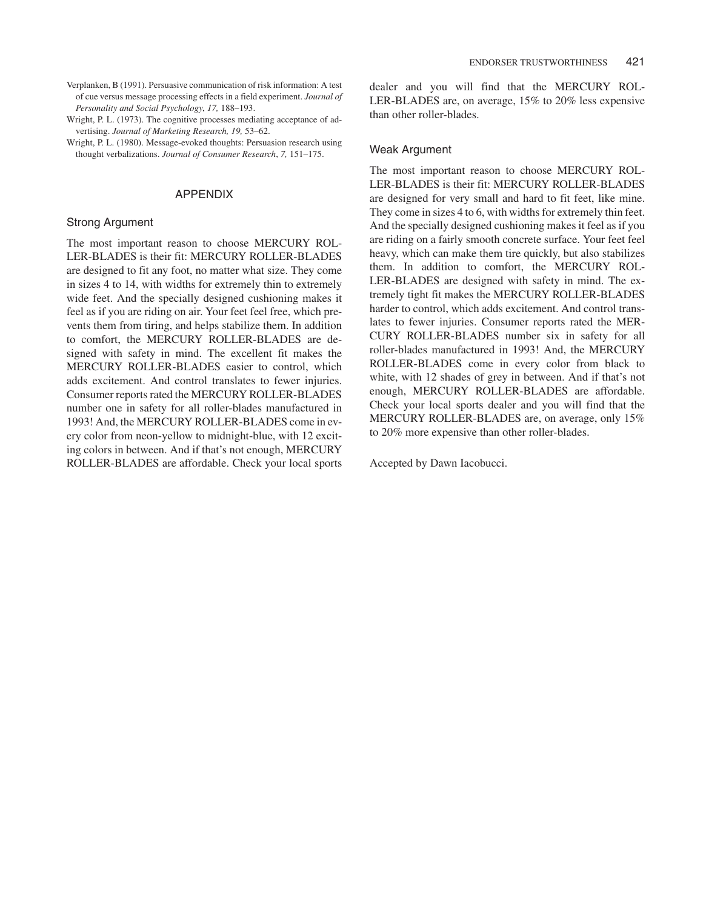Verplanken, B (1991). Persuasive communication of risk information: A test of cue versus message processing effects in a field experiment. *Journal of Personality and Social Psychology*, *17,* 188–193.

Wright, P. L. (1973). The cognitive processes mediating acceptance of advertising. *Journal of Marketing Research, 19,* 53–62.

Wright, P. L. (1980). Message-evoked thoughts: Persuasion research using thought verbalizations. *Journal of Consumer Research*, *7,* 151–175.

## APPENDIX

### Strong Argument

The most important reason to choose MERCURY ROLLER-BLADES is their fit: MERCURY ROLLER-BLADES are designed to fit any foot, no matter what size. They come in sizes 4 to 14, with widths for extremely thin to extremely wide feet. And the specially designed cushioning makes it feel as if you are riding on air. Your feet feel free, which prevents them from tiring, and helps stabilize them. In addition to comfort, the MERCURY ROLLER-BLADES are designed with safety in mind. The excellent fit makes the MERCURY ROLLER-BLADES easier to control, which adds excitement. And control translates to fewer injuries. Consumer reports rated the MERCURY ROLLER-BLADES number one in safety for all roller-blades manufactured in 1993! And, the MERCURY ROLLER-BLADES come in every color from neon-yellow to midnight-blue, with 12 exciting colors in between. And if that's not enough, MERCURY ROLLER-BLADES are affordable. Check your local sports dealer and you will find that the MERCURY ROLLER-BLADES are, on average, 15% to 20% less expensive than other roller-blades.

### Weak Argument

The most important reason to choose MERCURY ROLLER-BLADES is their fit: MERCURY ROLLER-BLADES are designed for very small and hard to fit feet, like mine. They come in sizes 4 to 6, with widths for extremely thin feet. And the specially designed cushioning makes it feel as if you are riding on a fairly smooth concrete surface. Your feet feel heavy, which can make them tire quickly, but also stabilizes them. In addition to comfort, the MERCURY ROLLER-BLADES are designed with safety in mind. The extremely tight fit makes the MERCURY ROLLER-BLADES harder to control, which adds excitement. And control translates to fewer injuries. Consumer reports rated the MERCURY ROLLER-BLADES number six in safety for all roller-blades manufactured in 1993! And, the MERCURY ROLLER-BLADES come in every color from black to white, with 12 shades of grey in between. And if that's not enough, MERCURY ROLLER-BLADES are affordable. Check your local sports dealer and you will find that the MERCURY ROLLER-BLADES are, on average, only 15% to 20% more expensive than other roller-blades.

Accepted by Dawn Iacobucci.